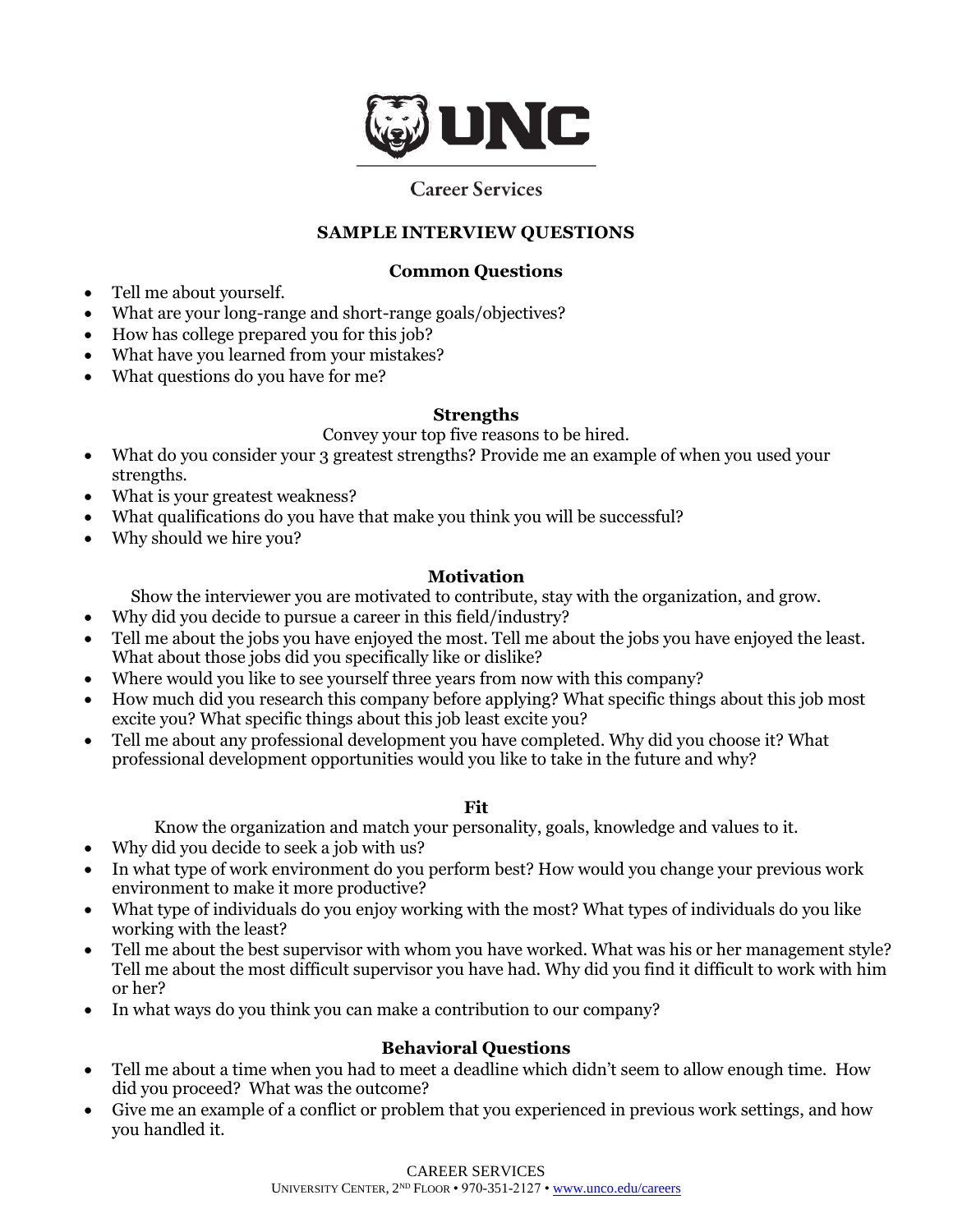UNC

Career Services

# SAMPLE INTERVIEW QUESTIONS

## Common Questions

- Tell me about yourself.
- What are your long-range and short-range goals/objectives?
- How has college prepared you for this job?
- What have you learned from your mistakes?
- What questions do you have for me?

## Strengths

Convey your top five reasons to be hired.

- What do you consider your 3 greatest strengths? Provide me an example of when you used your strengths.
- What is your greatest weakness?
- What qualifications do you have that make you think you will be successful?
- Why should we hire you?

## Motivation

Show the interviewer you are motivated to contribute, stay with the organization, and grow.

- Why did you decide to pursue a career in this field/industry?
- Tell me about the jobs you have enjoyed the most. Tell me about the jobs you have enjoyed the least. What about those jobs did you specifically like or dislike?
- Where would you like to see yourself three years from now with this company?
- How much did you research this company before applying? What specific things about this job most excite you? What specific things about this job least excite you?
- Tell me about any professional development you have completed. Why did you choose it? What professional development opportunities would you like to take in the future and why?

## Fit

Know the organization and match your personality, goals, knowledge and values to it.

- Why did you decide to seek a job with us?
- In what type of work environment do you perform best? How would you change your previous work environment to make it more productive?
- What type of individuals do you enjoy working with the most? What types of individuals do you like working with the least?
- Tell me about the best supervisor with whom you have worked. What was his or her management style? Tell me about the most difficult supervisor you have had. Why did you find it difficult to work with him or her?
- In what ways do you think you can make a contribution to our company?

## Behavioral Questions

- Tell me about a time when you had to meet a deadline which didn't seem to allow enough time. How did you proceed? What was the outcome?
- Give me an example of a conflict or problem that you experienced in previous work settings, and how you handled it.

CAREER SERVICES
University Center, 2nd Floor • 970-351-2127 • www.unco.edu/careers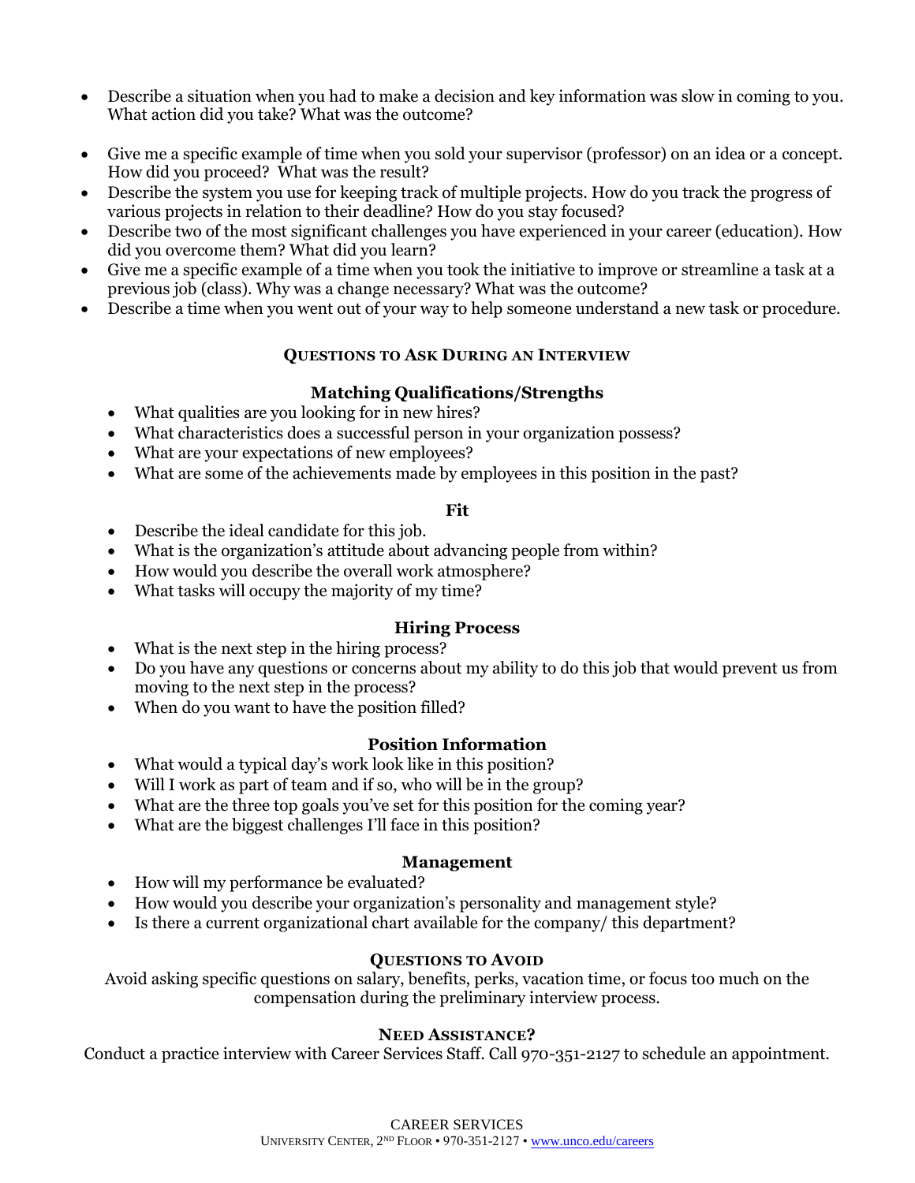- Describe a situation when you had to make a decision and key information was slow in coming to you. What action did you take? What was the outcome?
- Give me a specific example of time when you sold your supervisor (professor) on an idea or a concept. How did you proceed? What was the result?
- Describe the system you use for keeping track of multiple projects. How do you track the progress of various projects in relation to their deadline? How do you stay focused?
- Describe two of the most significant challenges you have experienced in your career (education). How did you overcome them? What did you learn?
- Give me a specific example of a time when you took the initiative to improve or streamline a task at a previous job (class). Why was a change necessary? What was the outcome?
- Describe a time when you went out of your way to help someone understand a new task or procedure.

## Questions to Ask During an Interview

### Matching Qualifications/Strengths

- What qualities are you looking for in new hires?
- What characteristics does a successful person in your organization possess?
- What are your expectations of new employees?
- What are some of the achievements made by employees in this position in the past?

### Fit

- Describe the ideal candidate for this job.
- What is the organization's attitude about advancing people from within?
- How would you describe the overall work atmosphere?
- What tasks will occupy the majority of my time?

### Hiring Process

- What is the next step in the hiring process?
- Do you have any questions or concerns about my ability to do this job that would prevent us from moving to the next step in the process?
- When do you want to have the position filled?

### Position Information

- What would a typical day's work look like in this position?
- Will I work as part of team and if so, who will be in the group?
- What are the three top goals you've set for this position for the coming year?
- What are the biggest challenges I'll face in this position?

### Management

- How will my performance be evaluated?
- How would you describe your organization's personality and management style?
- Is there a current organizational chart available for the company/ this department?

## Questions to Avoid

Avoid asking specific questions on salary, benefits, perks, vacation time, or focus too much on the compensation during the preliminary interview process.

## Need Assistance?

Conduct a practice interview with Career Services Staff. Call 970-351-2127 to schedule an appointment.

CAREER SERVICES
UNIVERSITY CENTER, 2ND FLOOR • 970-351-2127 • www.unco.edu/careers